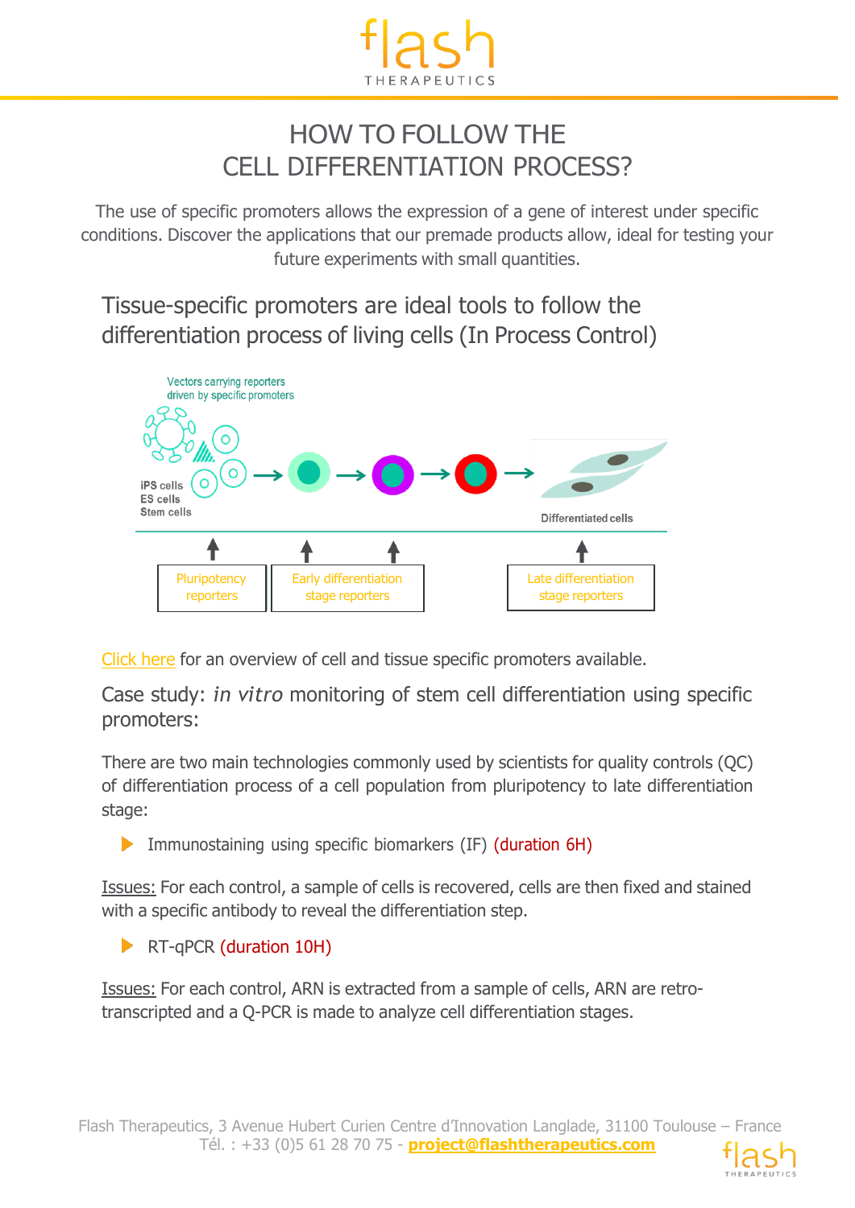# HOW TO FOLLOW THE CELL DIFFERENTIATION PROCESS?

The use of specific promoters allows the expression of a gene of interest under specific conditions. Discover the applications that our premade products allow, ideal for testing your future experiments with small quantities.

## Tissue-specific promoters are ideal tools to follow the differentiation process of living cells (In Process Control)

Vectors carrying reporters driven by specific promoters

iPS cells
ES cells
Stem cells

Differentiated cells

Pluripotency reporters | Early differentiation stage reporters | Late differentiation stage reporters

Click here for an overview of cell and tissue specific promoters available.

## Case study: *in vitro* monitoring of stem cell differentiation using specific promoters:

There are two main technologies commonly used by scientists for quality controls (QC) of differentiation process of a cell population from pluripotency to late differentiation stage:

- Immunostaining using specific biomarkers (IF) (duration 6H)

Issues: For each control, a sample of cells is recovered, cells are then fixed and stained with a specific antibody to reveal the differentiation step.

- RT-qPCR (duration 10H)

Issues: For each control, ARN is extracted from a sample of cells, ARN are retro-transcripted and a Q-PCR is made to analyze cell differentiation stages.

Flash Therapeutics, 3 Avenue Hubert Curien Centre d'Innovation Langlade, 31100 Toulouse – France
Tél. : +33 (0)5 61 28 70 75 - **project@flashtherapeutics.com**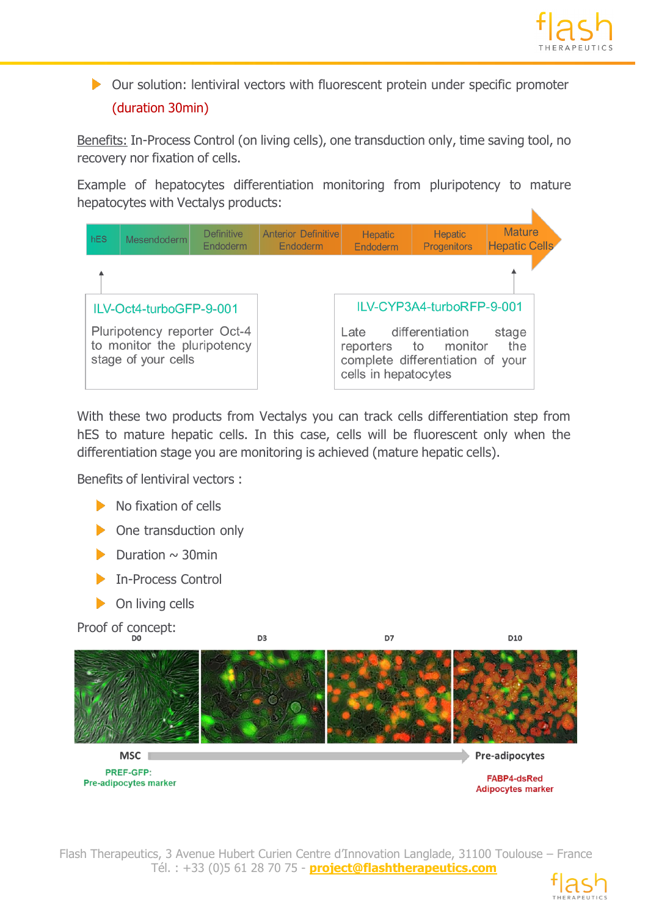- Our solution: lentiviral vectors with fluorescent protein under specific promoter (duration 30min)

Benefits: In-Process Control (on living cells), one transduction only, time saving tool, no recovery nor fixation of cells.

Example of hepatocytes differentiation monitoring from pluripotency to mature hepatocytes with Vectalys products:

hES → Mesendoderm → Definitive Endoderm → Anterior Definitive Endoderm → Hepatic Endoderm → Hepatic Progenitors → Mature Hepatic Cells

**ILV-Oct4-turboGFP-9-001**

Pluripotency reporter Oct-4 to monitor the pluripotency stage of your cells

**ILV-CYP3A4-turboRFP-9-001**

Late differentiation stage reporters to monitor the complete differentiation of your cells in hepatocytes

With these two products from Vectalys you can track cells differentiation step from hES to mature hepatic cells. In this case, cells will be fluorescent only when the differentiation stage you are monitoring is achieved (mature hepatic cells).

Benefits of lentiviral vectors :

- No fixation of cells
- One transduction only
- Duration ~ 30min
- In-Process Control
- On living cells

Proof of concept:

D0 D3 D7 D10

MSC → Pre-adipocytes

PREF-GFP: Pre-adipocytes marker

FABP4-dsRed Adipocytes marker

Flash Therapeutics, 3 Avenue Hubert Curien Centre d'Innovation Langlade, 31100 Toulouse – France
Tél. : +33 (0)5 61 28 70 75 - project@flashtherapeutics.com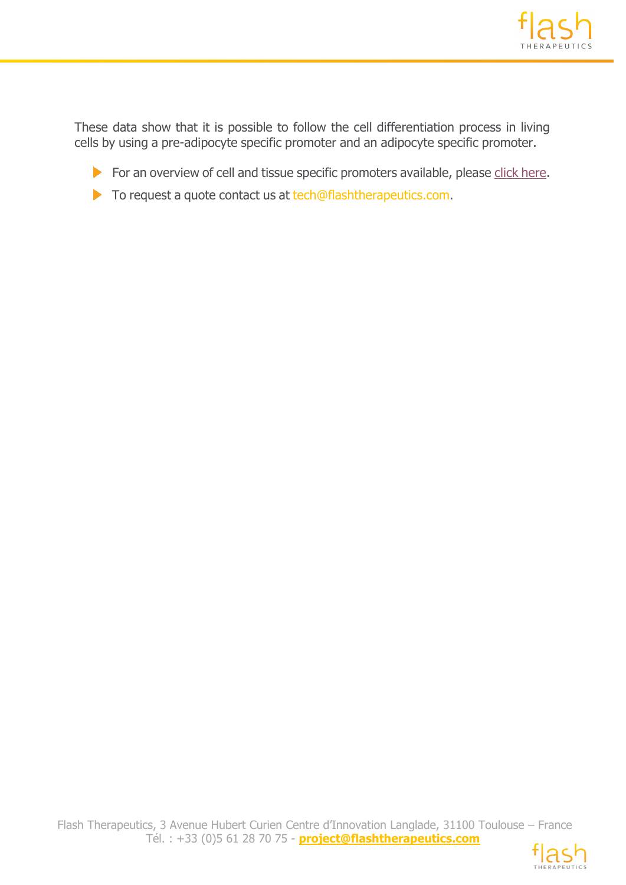These data show that it is possible to follow the cell differentiation process in living cells by using a pre-adipocyte specific promoter and an adipocyte specific promoter.

- For an overview of cell and tissue specific promoters available, please click here.
- To request a quote contact us at tech@flashtherapeutics.com.

Flash Therapeutics, 3 Avenue Hubert Curien Centre d'Innovation Langlade, 31100 Toulouse – France
Tél. : +33 (0)5 61 28 70 75 - **project@flashtherapeutics.com**